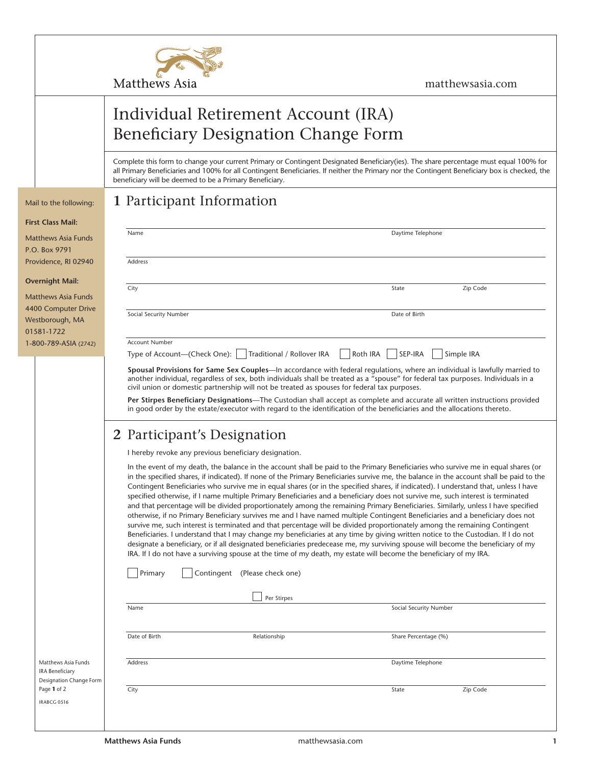Matthews Asia

matthewsasia.com

# Individual Retirement Account (IRA) Beneficiary Designation Change Form

Complete this form to change your current Primary or Contingent Designated Beneficiary(ies). The share percentage must equal 100% for all Primary Beneficiaries and 100% for all Contingent Beneficiaries. If neither the Primary nor the Contingent Beneficiary box is checked, the beneficiary will be deemed to be a Primary Beneficiary.

Mail to the following:

**First Class Mail:**

Matthews Asia Funds
P.O. Box 9791
Providence, RI 02940

**Overnight Mail:**

Matthews Asia Funds
4400 Computer Drive
Westborough, MA
01581-1722
1-800-789-ASIA (2742)

## 1 Participant Information

Name ____________________ Daytime Telephone ____________________

Address ____________________

City ____________________ State ________ Zip Code ________

Social Security Number ____________________ Date of Birth ____________________

Account Number ____________________

Type of Account—(Check One): ☐ Traditional / Rollover IRA ☐ Roth IRA ☐ SEP-IRA ☐ Simple IRA

**Spousal Provisions for Same Sex Couples**—In accordance with federal regulations, where an individual is lawfully married to another individual, regardless of sex, both individuals shall be treated as a "spouse" for federal tax purposes. Individuals in a civil union or domestic partnership will not be treated as spouses for federal tax purposes.

**Per Stirpes Beneficiary Designations**—The Custodian shall accept as complete and accurate all written instructions provided in good order by the estate/executor with regard to the identification of the beneficiaries and the allocations thereto.

## 2 Participant's Designation

I hereby revoke any previous beneficiary designation.

In the event of my death, the balance in the account shall be paid to the Primary Beneficiaries who survive me in equal shares (or in the specified shares, if indicated). If none of the Primary Beneficiaries survive me, the balance in the account shall be paid to the Contingent Beneficiaries who survive me in equal shares (or in the specified shares, if indicated). I understand that, unless I have specified otherwise, if I name multiple Primary Beneficiaries and a beneficiary does not survive me, such interest is terminated and that percentage will be divided proportionately among the remaining Primary Beneficiaries. Similarly, unless I have specified otherwise, if no Primary Beneficiary survives me and I have named multiple Contingent Beneficiaries and a beneficiary does not survive me, such interest is terminated and that percentage will be divided proportionately among the remaining Contingent Beneficiaries. I understand that I may change my beneficiaries at any time by giving written notice to the Custodian. If I do not designate a beneficiary, or if all designated beneficiaries predecease me, my surviving spouse will become the beneficiary of my IRA. If I do not have a surviving spouse at the time of my death, my estate will become the beneficiary of my IRA.

☐ Primary ☐ Contingent (Please check one)

☐ Per Stirpes

Name ____________________ Social Security Number ____________________

Date of Birth ____________ Relationship ____________ Share Percentage (%) ____________

Address ____________________ Daytime Telephone ____________________

City ____________________ State ________ Zip Code ________

Matthews Asia Funds IRA Beneficiary Designation Change Form

IRABCG 0516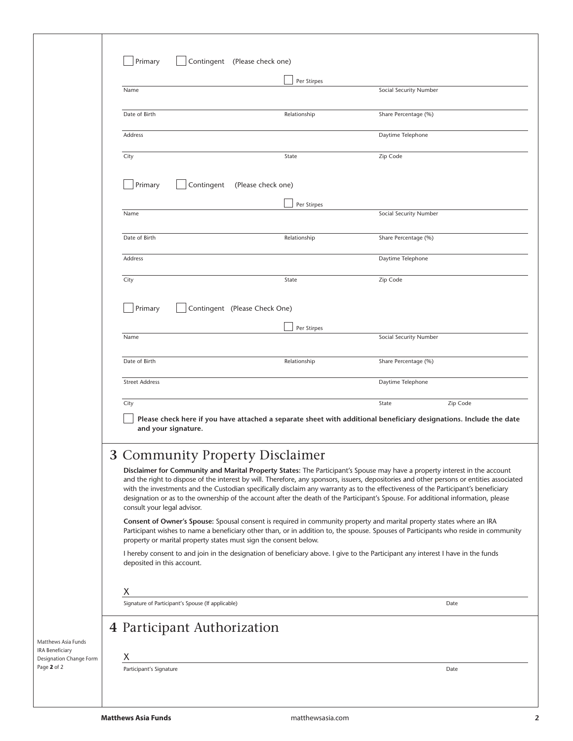☐ Primary ☐ Contingent (Please check one)

☐ Per Stirpes

Name | Social Security Number

Date of Birth | Relationship | Share Percentage (%)

Address | Daytime Telephone

City | State | Zip Code

☐ Primary ☐ Contingent (Please check one)

☐ Per Stirpes

Name | Social Security Number

Date of Birth | Relationship | Share Percentage (%)

Address | Daytime Telephone

City | State | Zip Code

☐ Primary ☐ Contingent (Please Check One)

☐ Per Stirpes

Name | Social Security Number

Date of Birth | Relationship | Share Percentage (%)

Street Address | Daytime Telephone

City | State | Zip Code

☐ **Please check here if you have attached a separate sheet with additional beneficiary designations. Include the date and your signature.**

## 3 Community Property Disclaimer

**Disclaimer for Community and Marital Property States:** The Participant's Spouse may have a property interest in the account and the right to dispose of the interest by will. Therefore, any sponsors, issuers, depositories and other persons or entities associated with the investments and the Custodian specifically disclaim any warranty as to the effectiveness of the Participant's beneficiary designation or as to the ownership of the account after the death of the Participant's Spouse. For additional information, please consult your legal advisor.

**Consent of Owner's Spouse:** Spousal consent is required in community property and marital property states where an IRA Participant wishes to name a beneficiary other than, or in addition to, the spouse. Spouses of Participants who reside in community property or marital property states must sign the consent below.

I hereby consent to and join in the designation of beneficiary above. I give to the Participant any interest I have in the funds deposited in this account.

X

Signature of Participant's Spouse (If applicable) | Date

## 4 Participant Authorization

X

Participant's Signature | Date

Matthews Asia Funds
IRA Beneficiary
Designation Change Form